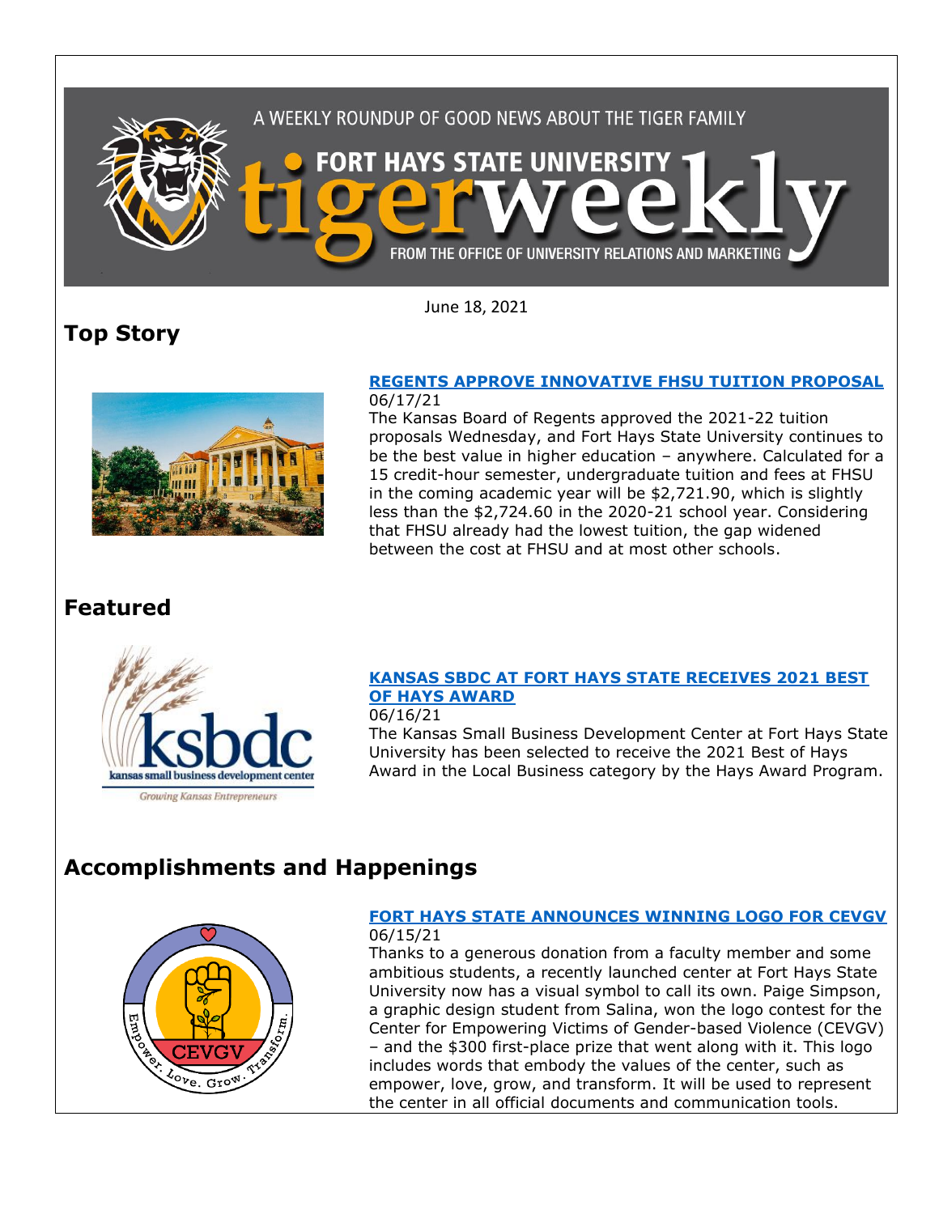A WEEKLY ROUNDUP OF GOOD NEWS ABOUT THE TIGER FAMILY

FORT HAYS STATE UNIVERSITY tigerweekly

FROM THE OFFICE OF UNIVERSITY RELATIONS AND MARKETING

June 18, 2021

# Top Story

### REGENTS APPROVE INNOVATIVE FHSU TUITION PROPOSAL

06/17/21

The Kansas Board of Regents approved the 2021-22 tuition proposals Wednesday, and Fort Hays State University continues to be the best value in higher education – anywhere. Calculated for a 15 credit-hour semester, undergraduate tuition and fees at FHSU in the coming academic year will be $2,721.90, which is slightly less than the $2,724.60 in the 2020-21 school year. Considering that FHSU already had the lowest tuition, the gap widened between the cost at FHSU and at most other schools.

# Featured

### KANSAS SBDC AT FORT HAYS STATE RECEIVES 2021 BEST OF HAYS AWARD

06/16/21

The Kansas Small Business Development Center at Fort Hays State University has been selected to receive the 2021 Best of Hays Award in the Local Business category by the Hays Award Program.

# Accomplishments and Happenings

### FORT HAYS STATE ANNOUNCES WINNING LOGO FOR CEVGV

06/15/21

Thanks to a generous donation from a faculty member and some ambitious students, a recently launched center at Fort Hays State University now has a visual symbol to call its own. Paige Simpson, a graphic design student from Salina, won the logo contest for the Center for Empowering Victims of Gender-based Violence (CEVGV) – and the $300 first-place prize that went along with it. This logo includes words that embody the values of the center, such as empower, love, grow, and transform. It will be used to represent the center in all official documents and communication tools.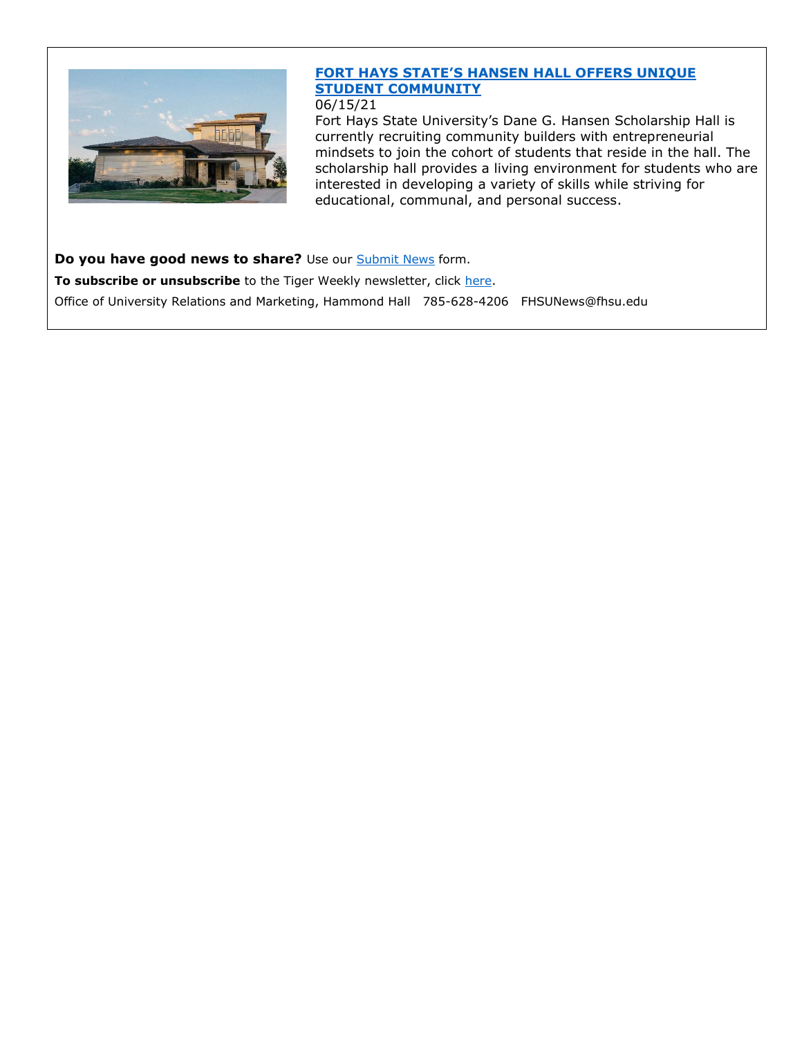### [FORT HAYS STATE'S HANSEN HALL OFFERS UNIQUE STUDENT COMMUNITY]

06/15/21

Fort Hays State University's Dane G. Hansen Scholarship Hall is currently recruiting community builders with entrepreneurial mindsets to join the cohort of students that reside in the hall. The scholarship hall provides a living environment for students who are interested in developing a variety of skills while striving for educational, communal, and personal success.

**Do you have good news to share?** Use our Submit News form.

**To subscribe or unsubscribe** to the Tiger Weekly newsletter, click here.

Office of University Relations and Marketing, Hammond Hall 785-628-4206 FHSUNews@fhsu.edu